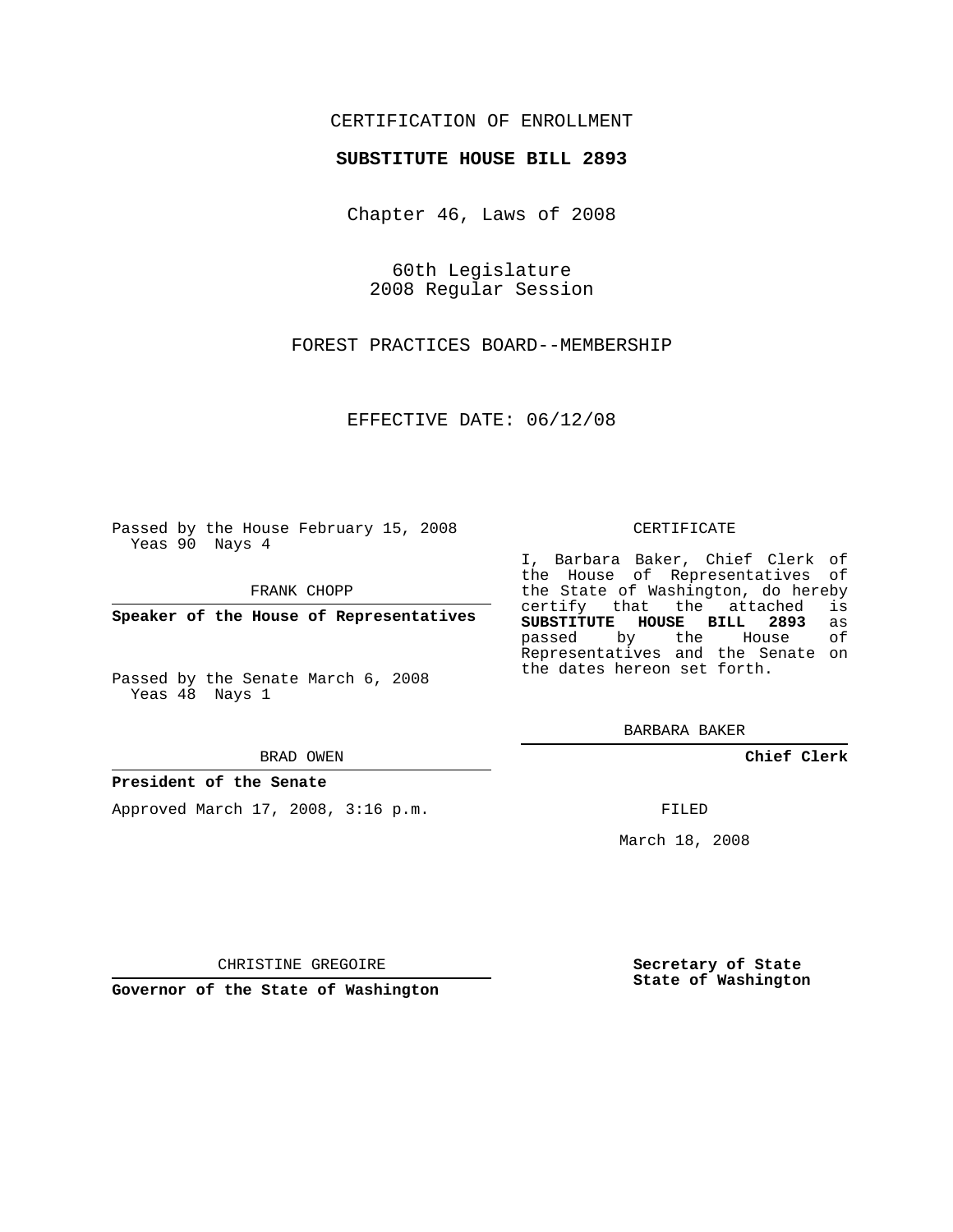CERTIFICATION OF ENROLLMENT

**SUBSTITUTE HOUSE BILL 2893**

Chapter 46, Laws of 2008

60th Legislature
2008 Regular Session

FOREST PRACTICES BOARD--MEMBERSHIP

EFFECTIVE DATE: 06/12/08

Passed by the House February 15, 2008
Yeas 90 Nays 4

FRANK CHOPP

**Speaker of the House of Representatives**

Passed by the Senate March 6, 2008
Yeas 48 Nays 1

BRAD OWEN

**President of the Senate**

Approved March 17, 2008, 3:16 p.m.

CHRISTINE GREGOIRE

**Governor of the State of Washington**

CERTIFICATE

I, Barbara Baker, Chief Clerk of the House of Representatives of the State of Washington, do hereby certify that the attached is **SUBSTITUTE HOUSE BILL 2893** as passed by the House of Representatives and the Senate on the dates hereon set forth.

BARBARA BAKER

**Chief Clerk**

FILED

March 18, 2008

**Secretary of State**
**State of Washington**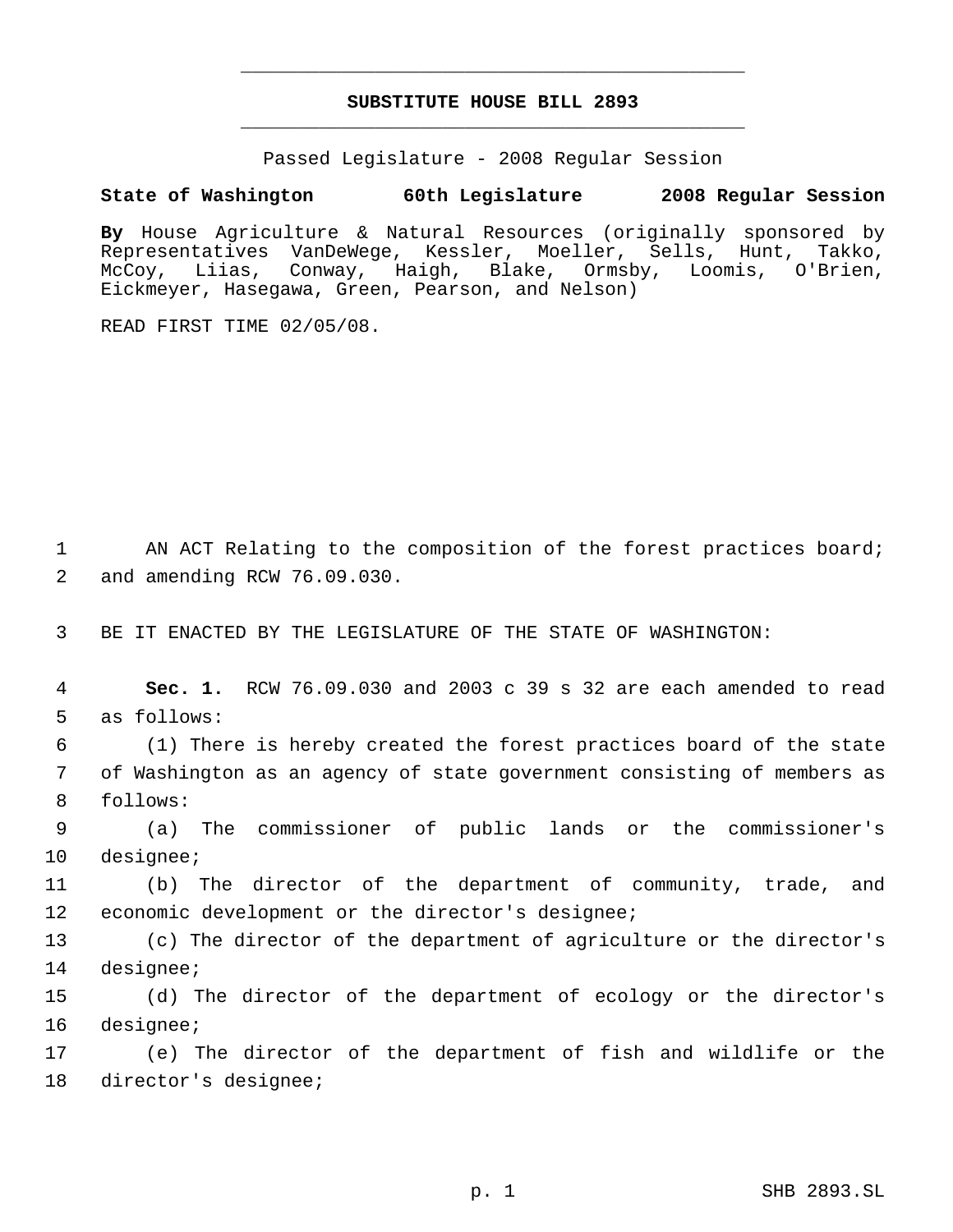# SUBSTITUTE HOUSE BILL 2893

Passed Legislature - 2008 Regular Session

**State of Washington 60th Legislature 2008 Regular Session**

**By** House Agriculture & Natural Resources (originally sponsored by Representatives VanDeWege, Kessler, Moeller, Sells, Hunt, Takko, McCoy, Liias, Conway, Haigh, Blake, Ormsby, Loomis, O'Brien, Eickmeyer, Hasegawa, Green, Pearson, and Nelson)

READ FIRST TIME 02/05/08.

AN ACT Relating to the composition of the forest practices board; and amending RCW 76.09.030.

BE IT ENACTED BY THE LEGISLATURE OF THE STATE OF WASHINGTON:

**Sec. 1.** RCW 76.09.030 and 2003 c 39 s 32 are each amended to read as follows:

(1) There is hereby created the forest practices board of the state of Washington as an agency of state government consisting of members as follows:

(a) The commissioner of public lands or the commissioner's designee;

(b) The director of the department of community, trade, and economic development or the director's designee;

(c) The director of the department of agriculture or the director's designee;

(d) The director of the department of ecology or the director's designee;

(e) The director of the department of fish and wildlife or the director's designee;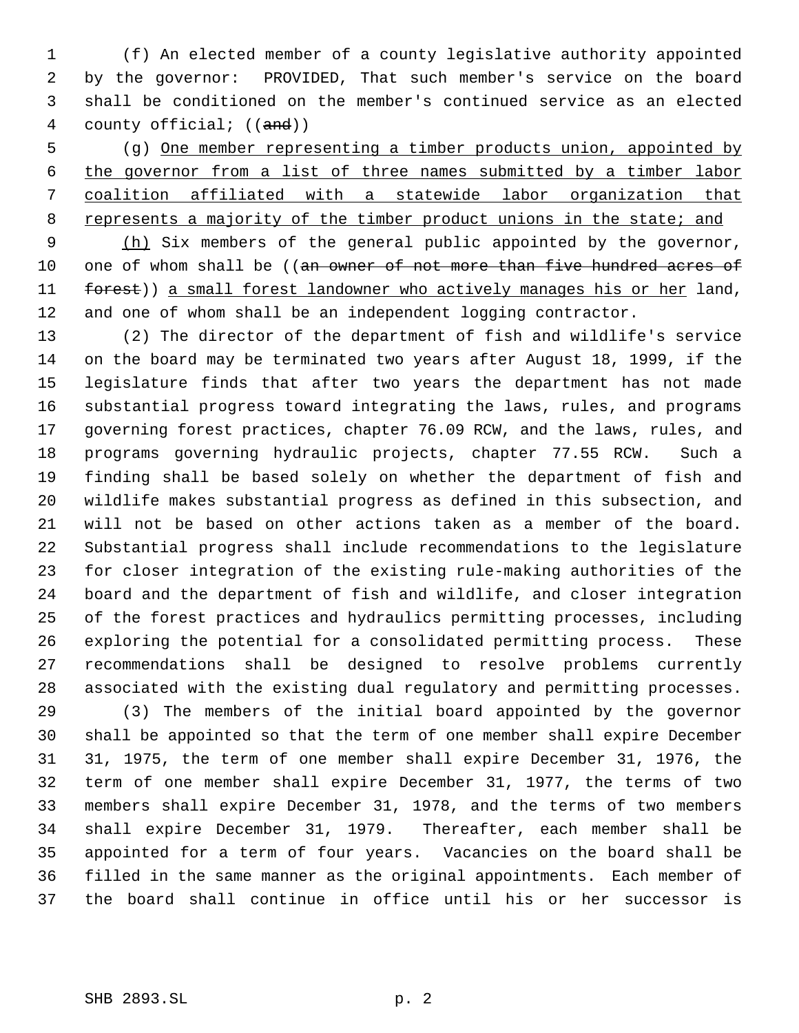(f) An elected member of a county legislative authority appointed by the governor: PROVIDED, That such member's service on the board shall be conditioned on the member's continued service as an elected county official; ((~~and~~))

(g) <u>One member representing a timber products union, appointed by the governor from a list of three names submitted by a timber labor coalition affiliated with a statewide labor organization that represents a majority of the timber product unions in the state; and</u>

<u>(h)</u> Six members of the general public appointed by the governor, one of whom shall be ((~~an owner of not more than five hundred acres of forest~~)) <u>a small forest landowner who actively manages his or her</u> land, and one of whom shall be an independent logging contractor.

(2) The director of the department of fish and wildlife's service on the board may be terminated two years after August 18, 1999, if the legislature finds that after two years the department has not made substantial progress toward integrating the laws, rules, and programs governing forest practices, chapter 76.09 RCW, and the laws, rules, and programs governing hydraulic projects, chapter 77.55 RCW. Such a finding shall be based solely on whether the department of fish and wildlife makes substantial progress as defined in this subsection, and will not be based on other actions taken as a member of the board. Substantial progress shall include recommendations to the legislature for closer integration of the existing rule-making authorities of the board and the department of fish and wildlife, and closer integration of the forest practices and hydraulics permitting processes, including exploring the potential for a consolidated permitting process. These recommendations shall be designed to resolve problems currently associated with the existing dual regulatory and permitting processes.

(3) The members of the initial board appointed by the governor shall be appointed so that the term of one member shall expire December 31, 1975, the term of one member shall expire December 31, 1976, the term of one member shall expire December 31, 1977, the terms of two members shall expire December 31, 1978, and the terms of two members shall expire December 31, 1979. Thereafter, each member shall be appointed for a term of four years. Vacancies on the board shall be filled in the same manner as the original appointments. Each member of the board shall continue in office until his or her successor is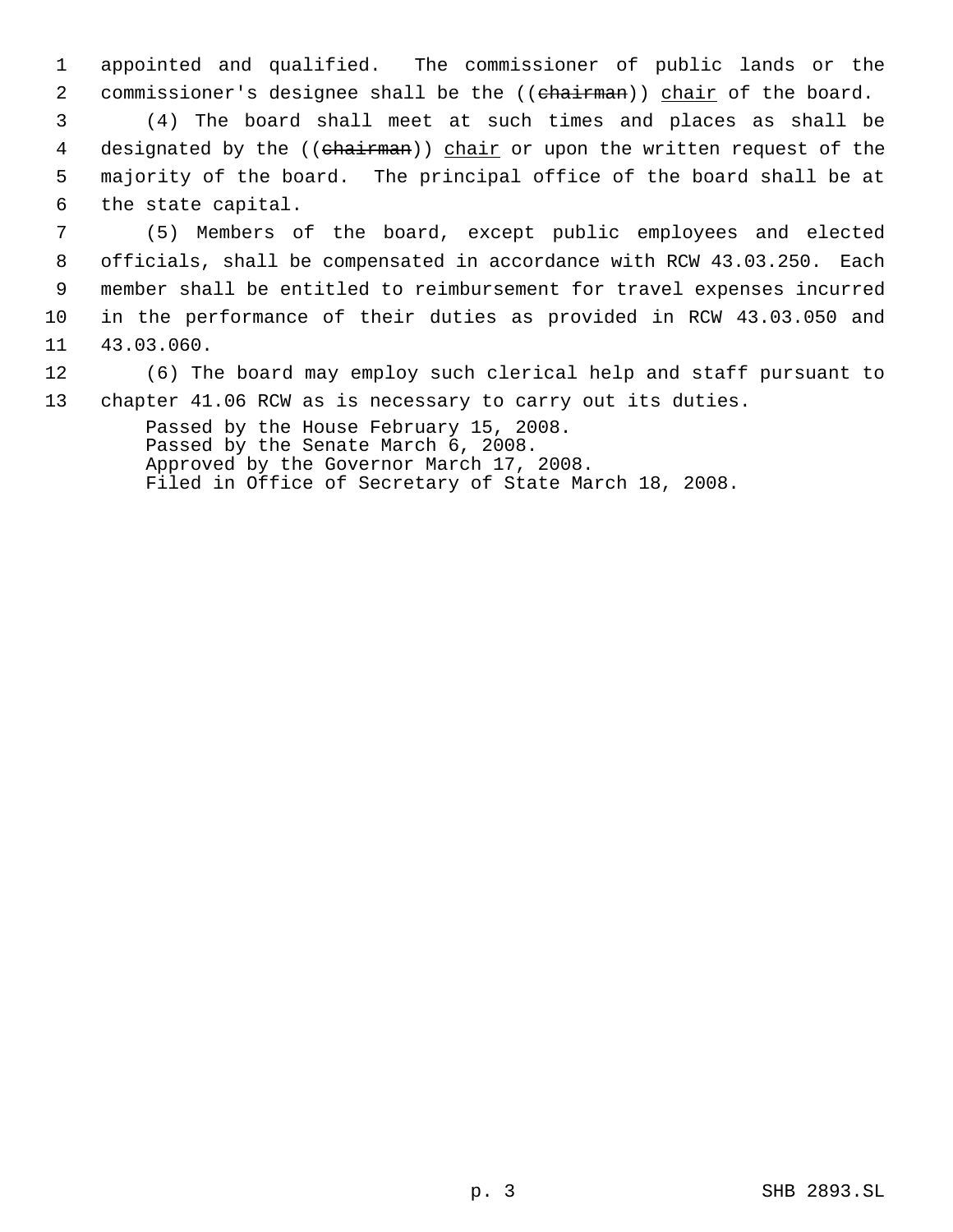appointed and qualified. The commissioner of public lands or the commissioner's designee shall be the ((~~chairman~~)) <u>chair</u> of the board.

(4) The board shall meet at such times and places as shall be designated by the ((~~chairman~~)) <u>chair</u> or upon the written request of the majority of the board. The principal office of the board shall be at the state capital.

(5) Members of the board, except public employees and elected officials, shall be compensated in accordance with RCW 43.03.250. Each member shall be entitled to reimbursement for travel expenses incurred in the performance of their duties as provided in RCW 43.03.050 and 43.03.060.

(6) The board may employ such clerical help and staff pursuant to chapter 41.06 RCW as is necessary to carry out its duties.

Passed by the House February 15, 2008.
Passed by the Senate March 6, 2008.
Approved by the Governor March 17, 2008.
Filed in Office of Secretary of State March 18, 2008.